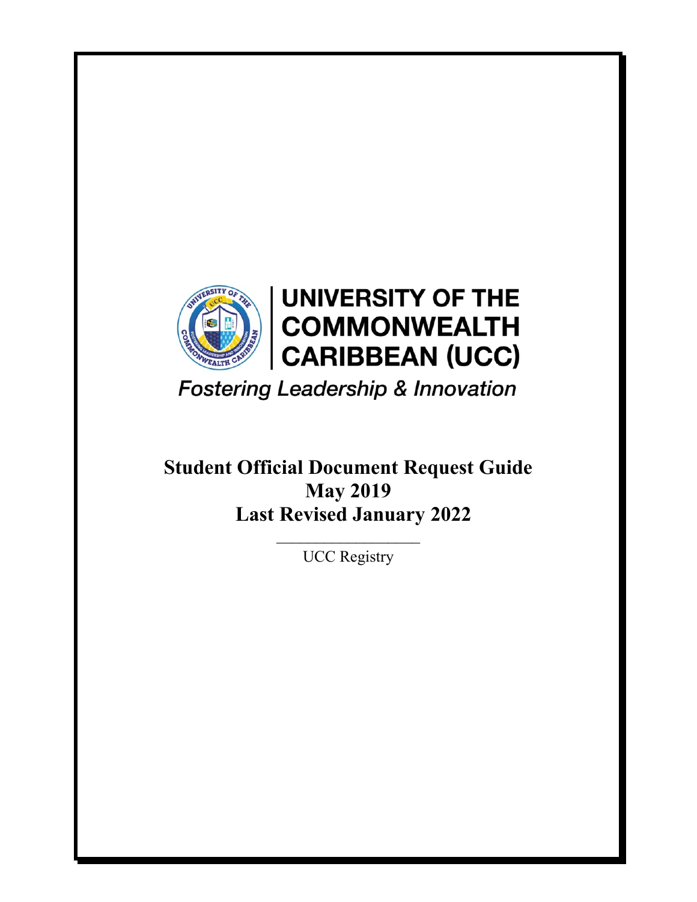# UNIVERSITY OF THE COMMONWEALTH CARIBBEAN (UCC)

*Fostering Leadership & Innovation*

**Student Official Document Request Guide**
**May 2019**
**Last Revised January 2022**

\_\_\_\_\_\_\_\_\_\_\_\_\_\_\_\_\_\_\_\_

UCC Registry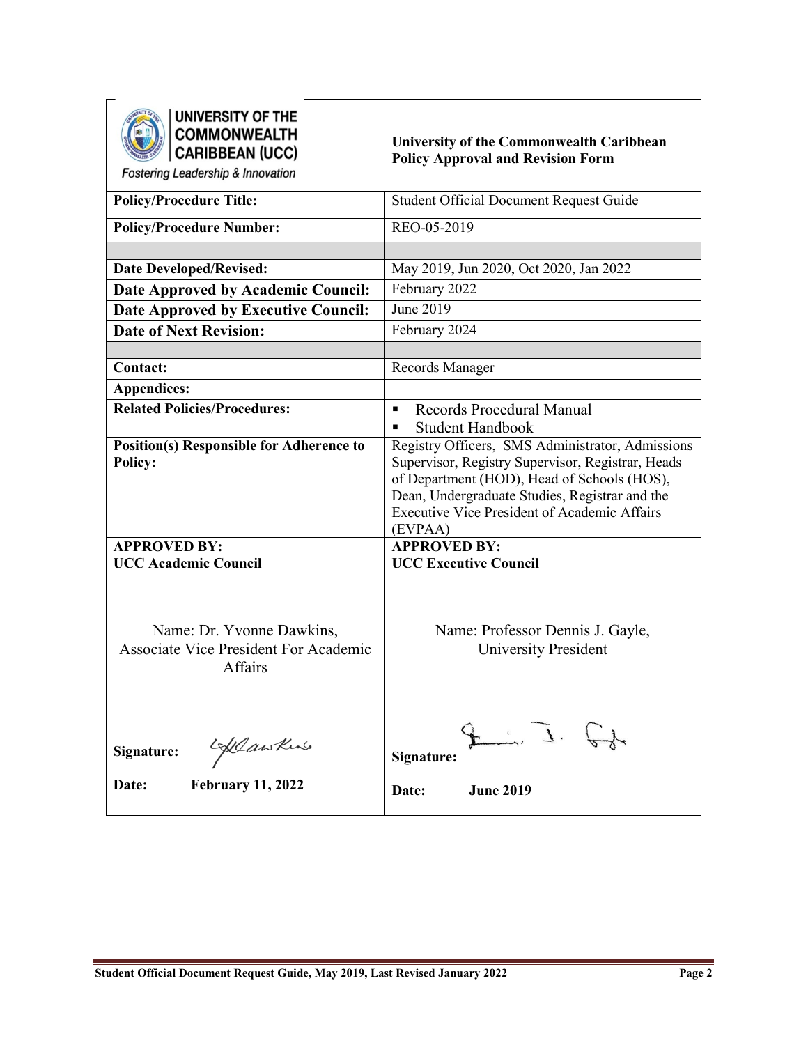**UNIVERSITY OF THE COMMONWEALTH CARIBBEAN (UCC)**
*Fostering Leadership & Innovation*

**University of the Commonwealth Caribbean**
**Policy Approval and Revision Form**

| **Policy/Procedure Title:** | Student Official Document Request Guide |
|---|---|
| **Policy/Procedure Number:** | REO-05-2019 |
| | |
| **Date Developed/Revised:** | May 2019, Jun 2020, Oct 2020, Jan 2022 |
| **Date Approved by Academic Council:** | February 2022 |
| **Date Approved by Executive Council:** | June 2019 |
| **Date of Next Revision:** | February 2024 |
| | |
| **Contact:** | Records Manager |
| **Appendices:** | |
| **Related Policies/Procedures:** | ▪ Records Procedural Manual<br>▪ Student Handbook |
| **Position(s) Responsible for Adherence to Policy:** | Registry Officers, SMS Administrator, Admissions Supervisor, Registry Supervisor, Registrar, Heads of Department (HOD), Head of Schools (HOS), Dean, Undergraduate Studies, Registrar and the Executive Vice President of Academic Affairs (EVPAA) |
| **APPROVED BY:**<br>**UCC Academic Council**<br><br>Name: Dr. Yvonne Dawkins, Associate Vice President For Academic Affairs<br><br>**Signature:** YDawkins<br><br>**Date:** **February 11, 2022** | **APPROVED BY:**<br>**UCC Executive Council**<br><br>Name: Professor Dennis J. Gayle, University President<br><br>**Signature:** D. J. Gayle<br><br>**Date:** **June 2019** |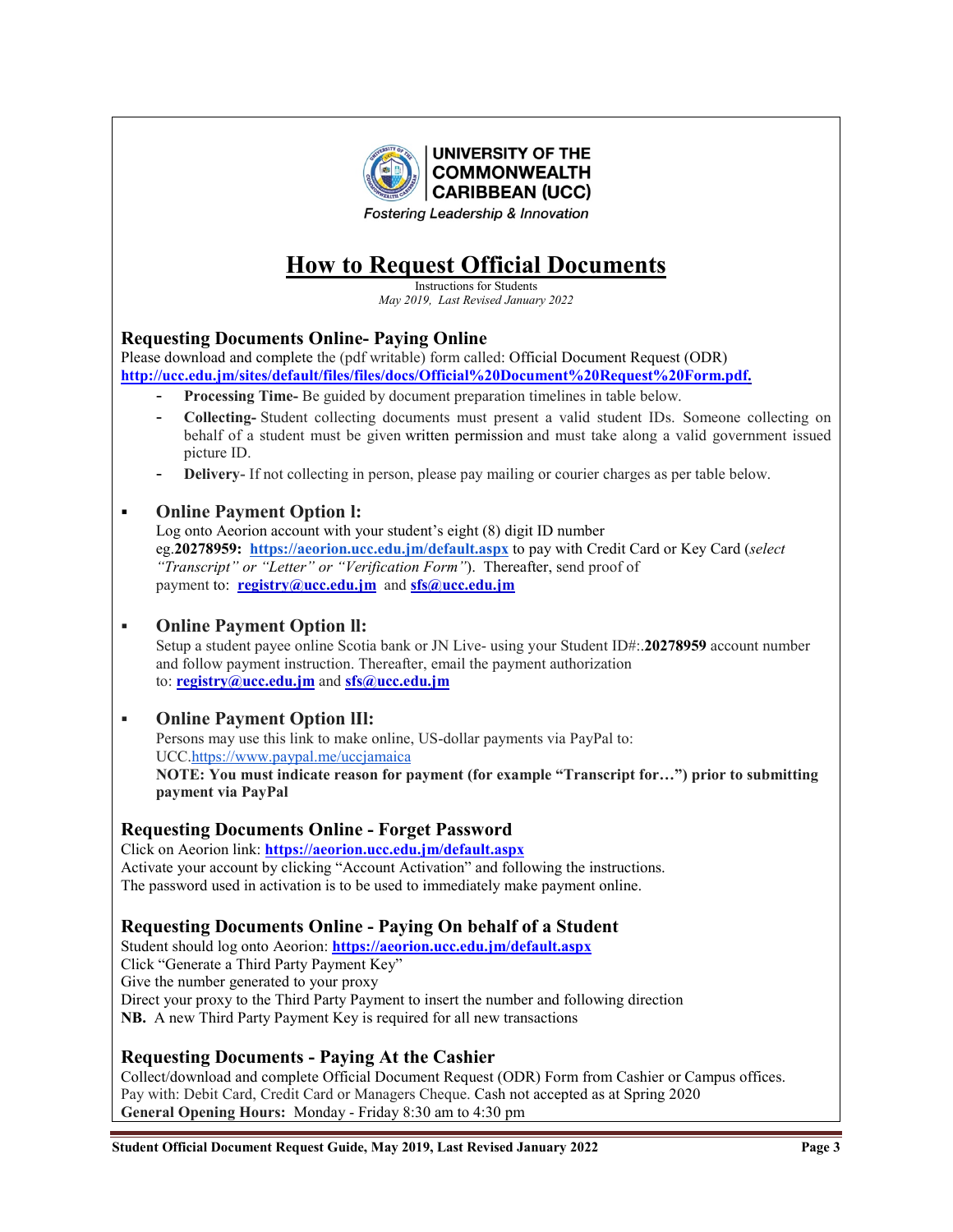UNIVERSITY OF THE COMMONWEALTH CARIBBEAN (UCC)

*Fostering Leadership & Innovation*

# How to Request Official Documents

Instructions for Students

*May 2019, Last Revised January 2022*

## Requesting Documents Online- Paying Online

Please download and complete the (pdf writable) form called: Official Document Request (ODR) **http://ucc.edu.jm/sites/default/files/files/docs/Official%20Document%20Request%20Form.pdf.**

- **Processing Time-** Be guided by document preparation timelines in table below.
- **Collecting-** Student collecting documents must present a valid student IDs. Someone collecting on behalf of a student must be given written permission and must take along a valid government issued picture ID.
- **Delivery-** If not collecting in person, please pay mailing or courier charges as per table below.

### Online Payment Option l:

Log onto Aeorion account with your student's eight (8) digit ID number eg.**20278959: https://aeorion.ucc.edu.jm/default.aspx** to pay with Credit Card or Key Card (*select "Transcript" or "Letter" or "Verification Form"*). Thereafter, send proof of payment to: **registry@ucc.edu.jm** and **sfs@ucc.edu.jm**

### Online Payment Option ll:

Setup a student payee online Scotia bank or JN Live- using your Student ID#:.**20278959** account number and follow payment instruction. Thereafter, email the payment authorization to: **registry@ucc.edu.jm** and **sfs@ucc.edu.jm**

### Online Payment Option lll:

Persons may use this link to make online, US-dollar payments via PayPal to: UCC.https://www.paypal.me/uccjamaica

**NOTE: You must indicate reason for payment (for example "Transcript for…") prior to submitting payment via PayPal**

## Requesting Documents Online - Forget Password

Click on Aeorion link: **https://aeorion.ucc.edu.jm/default.aspx**

Activate your account by clicking "Account Activation" and following the instructions.

The password used in activation is to be used to immediately make payment online.

## Requesting Documents Online - Paying On behalf of a Student

Student should log onto Aeorion: **https://aeorion.ucc.edu.jm/default.aspx**

Click "Generate a Third Party Payment Key"

Give the number generated to your proxy

Direct your proxy to the Third Party Payment to insert the number and following direction

**NB.** A new Third Party Payment Key is required for all new transactions

## Requesting Documents - Paying At the Cashier

Collect/download and complete Official Document Request (ODR) Form from Cashier or Campus offices.

Pay with: Debit Card, Credit Card or Managers Cheque. Cash not accepted as at Spring 2020

**General Opening Hours:** Monday - Friday 8:30 am to 4:30 pm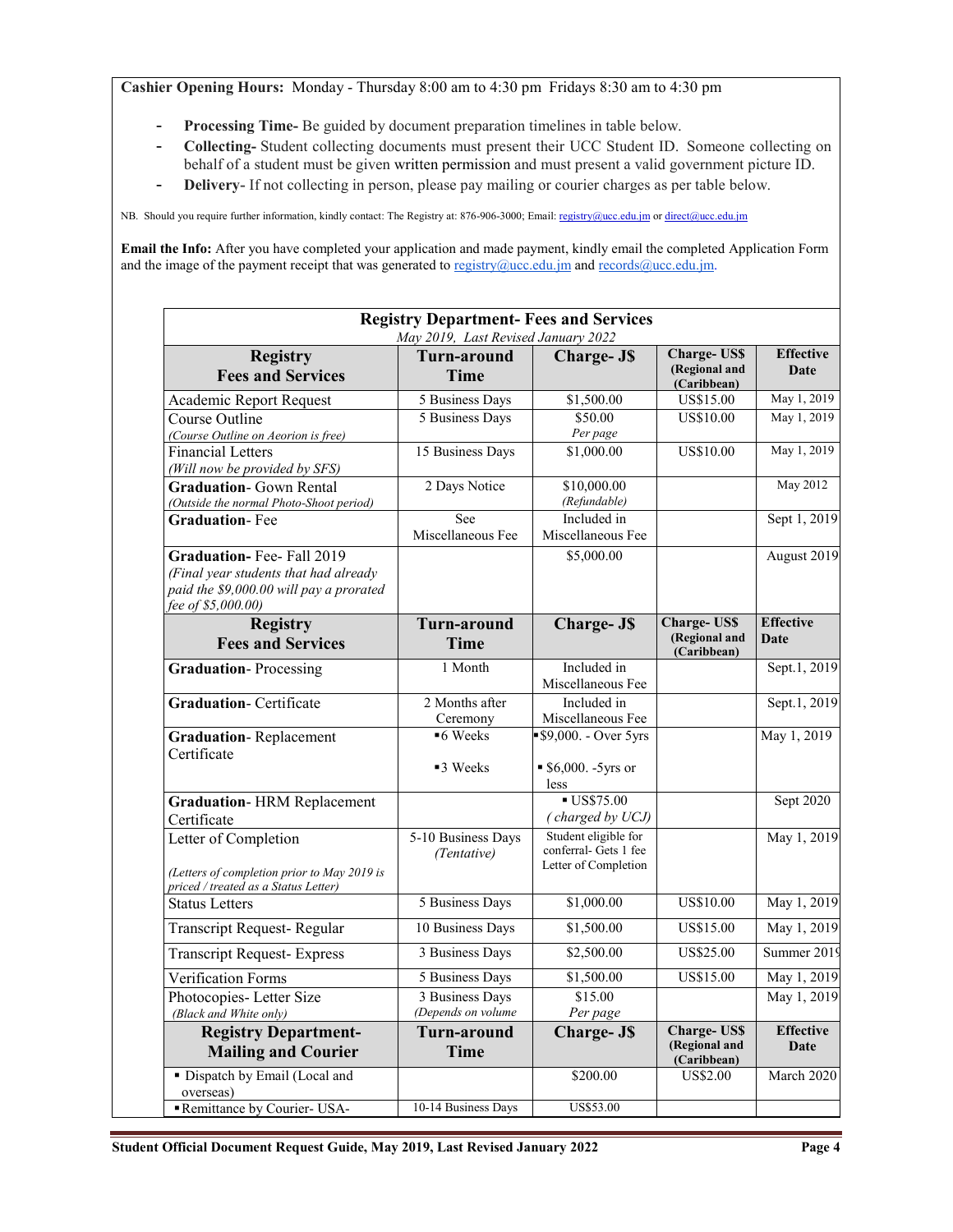**Cashier Opening Hours:** Monday - Thursday 8:00 am to 4:30 pm Fridays 8:30 am to 4:30 pm

- **Processing Time-** Be guided by document preparation timelines in table below.
- **Collecting-** Student collecting documents must present their UCC Student ID. Someone collecting on behalf of a student must be given written permission and must present a valid government picture ID.
- **Delivery-** If not collecting in person, please pay mailing or courier charges as per table below.

NB. Should you require further information, kindly contact: The Registry at: 876-906-3000; Email: registry@ucc.edu.jm or direct@ucc.edu.jm

**Email the Info:** After you have completed your application and made payment, kindly email the completed Application Form and the image of the payment receipt that was generated to registry@ucc.edu.jm and records@ucc.edu.jm.

**Registry Department- Fees and Services**
*May 2019, Last Revised January 2022*

| Registry Fees and Services | Turn-around Time | Charge- J$ | Charge- US$ (Regional and (Caribbean) | Effective Date |
|---|---|---|---|---|
| Academic Report Request | 5 Business Days | $1,500.00 | US$15.00 | May 1, 2019 |
| Course Outline *(Course Outline on Aeorion is free)* | 5 Business Days | $50.00 *Per page* | US$10.00 | May 1, 2019 |
| Financial Letters *(Will now be provided by SFS)* | 15 Business Days | $1,000.00 | US$10.00 | May 1, 2019 |
| **Graduation**- Gown Rental *(Outside the normal Photo-Shoot period)* | 2 Days Notice | $10,000.00 *(Refundable)* | | May 2012 |
| **Graduation**- Fee | See Miscellaneous Fee | Included in Miscellaneous Fee | | Sept 1, 2019 |
| **Graduation**- Fee- Fall 2019 *(Final year students that had already paid the $9,000.00 will pay a prorated fee of $5,000.00)* | | $5,000.00 | | August 2019 |
| **Registry Fees and Services** | **Turn-around Time** | **Charge- J$** | **Charge- US$ (Regional and (Caribbean)** | **Effective Date** |
| **Graduation**- Processing | 1 Month | Included in Miscellaneous Fee | | Sept.1, 2019 |
| **Graduation**- Certificate | 2 Months after Ceremony | Included in Miscellaneous Fee | | Sept.1, 2019 |
| **Graduation**- Replacement Certificate | ▪6 Weeks<br>▪3 Weeks | ▪$9,000. - Over 5yrs<br>▪ $6,000. -5yrs or less | | May 1, 2019 |
| **Graduation**- HRM Replacement Certificate | | ▪ US$75.00 *( charged by UCJ)* | | Sept 2020 |
| Letter of Completion *(Letters of completion prior to May 2019 is priced / treated as a Status Letter)* | 5-10 Business Days *(Tentative)* | Student eligible for conferral- Gets 1 fee Letter of Completion | | May 1, 2019 |
| Status Letters | 5 Business Days | $1,000.00 | US$10.00 | May 1, 2019 |
| Transcript Request- Regular | 10 Business Days | $1,500.00 | US$15.00 | May 1, 2019 |
| Transcript Request- Express | 3 Business Days | $2,500.00 | US$25.00 | Summer 2019 |
| Verification Forms | 5 Business Days | $1,500.00 | US$15.00 | May 1, 2019 |
| Photocopies- Letter Size *(Black and White only)* | 3 Business Days *(Depends on volume* | $15.00 *Per page* | | May 1, 2019 |
| **Registry Department- Mailing and Courier** | **Turn-around Time** | **Charge- J$** | **Charge- US$ (Regional and (Caribbean)** | **Effective Date** |
| ▪ Dispatch by Email (Local and overseas) | | $200.00 | US$2.00 | March 2020 |
| ▪Remittance by Courier- USA- | 10-14 Business Days | US$53.00 | | |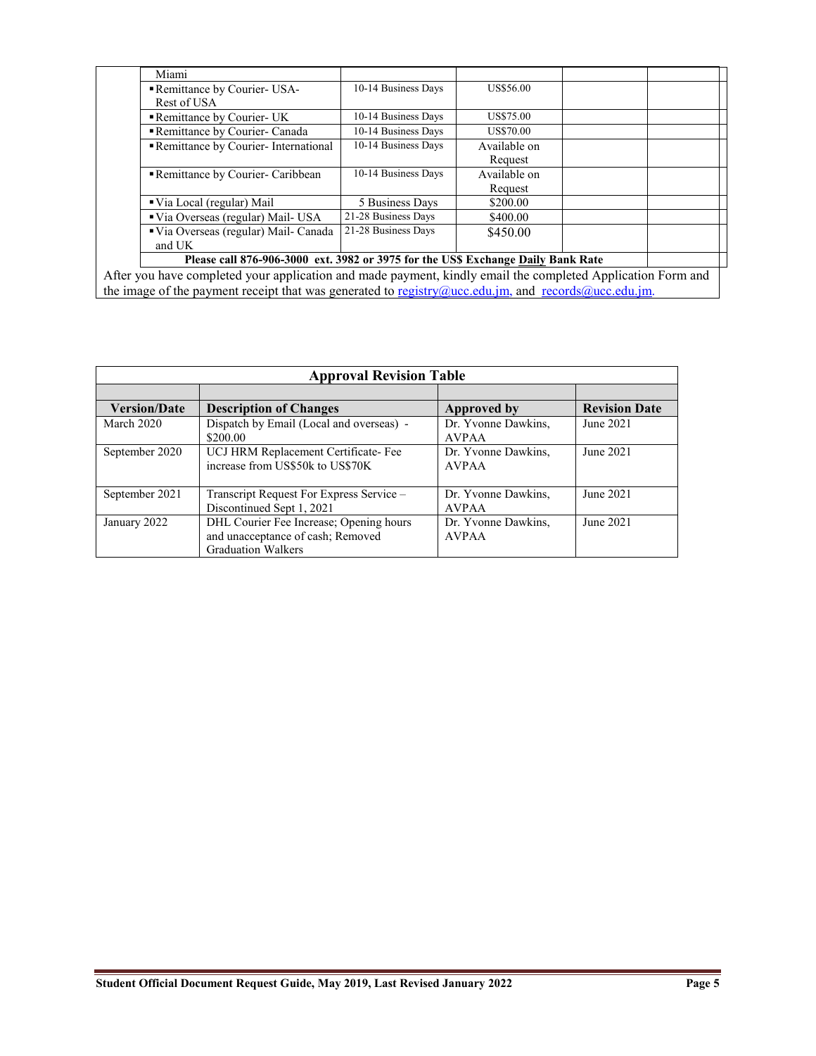| | | | | |
|---|---|---|---|---|
| Miami | | | | |
| ▪ Remittance by Courier- USA- Rest of USA | 10-14 Business Days | US$56.00 | | |
| ▪ Remittance by Courier- UK | 10-14 Business Days | US$75.00 | | |
| ▪ Remittance by Courier- Canada | 10-14 Business Days | US$70.00 | | |
| ▪ Remittance by Courier- International | 10-14 Business Days | Available on Request | | |
| ▪ Remittance by Courier- Caribbean | 10-14 Business Days | Available on Request | | |
| ▪ Via Local (regular) Mail | 5 Business Days | $200.00 | | |
| ▪ Via Overseas (regular) Mail- USA | 21-28 Business Days | $400.00 | | |
| ▪ Via Overseas (regular) Mail- Canada and UK | 21-28 Business Days | $450.00 | | |
| **Please call 876-906-3000 ext. 3982 or 3975 for the US$ Exchange Daily Bank Rate** | | | | |

After you have completed your application and made payment, kindly email the completed Application Form and the image of the payment receipt that was generated to registry@ucc.edu.jm, and records@ucc.edu.jm.

**Approval Revision Table**

| Version/Date | Description of Changes | Approved by | Revision Date |
|---|---|---|---|
| March 2020 | Dispatch by Email (Local and overseas) - $200.00 | Dr. Yvonne Dawkins, AVPAA | June 2021 |
| September 2020 | UCJ HRM Replacement Certificate- Fee increase from US$50k to US$70K | Dr. Yvonne Dawkins, AVPAA | June 2021 |
| September 2021 | Transcript Request For Express Service – Discontinued Sept 1, 2021 | Dr. Yvonne Dawkins, AVPAA | June 2021 |
| January 2022 | DHL Courier Fee Increase; Opening hours and unacceptance of cash; Removed Graduation Walkers | Dr. Yvonne Dawkins, AVPAA | June 2021 |